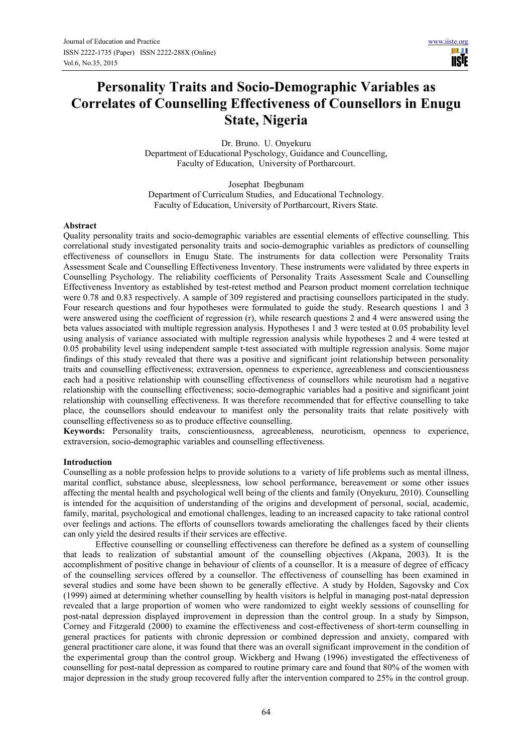# Personality Traits and Socio-Demographic Variables as Correlates of Counselling Effectiveness of Counsellors in Enugu State, Nigeria

Dr. Bruno. U. Onyekuru
Department of Educational Pyschology, Guidance and Councelling,
Faculty of Education, University of Portharcourt.

Josephat Ibegbunam
Department of Curriculum Studies, and Educational Technology.
Faculty of Education, University of Portharcourt, Rivers State.

## Abstract

Quality personality traits and socio-demographic variables are essential elements of effective counselling. This correlational study investigated personality traits and socio-demographic variables as predictors of counselling effectiveness of counsellors in Enugu State. The instruments for data collection were Personality Traits Assessment Scale and Counselling Effectiveness Inventory. These instruments were validated by three experts in Counselling Psychology. The reliability coefficients of Personality Traits Assessment Scale and Counselling Effectiveness Inventory as established by test-retest method and Pearson product moment correlation technique were 0.78 and 0.83 respectively. A sample of 309 registered and practising counsellors participated in the study. Four research questions and four hypotheses were formulated to guide the study. Research questions 1 and 3 were answered using the coefficient of regression (r), while research questions 2 and 4 were answered using the beta values associated with multiple regression analysis. Hypotheses 1 and 3 were tested at 0.05 probability level using analysis of variance associated with multiple regression analysis while hypotheses 2 and 4 were tested at 0.05 probability level using independent sample t-test associated with multiple regression analysis. Some major findings of this study revealed that there was a positive and significant joint relationship between personality traits and counselling effectiveness; extraversion, openness to experience, agreeableness and conscientiousness each had a positive relationship with counselling effectiveness of counsellors while neurotism had a negative relationship with the counselling effectiveness; socio-demographic variables had a positive and significant joint relationship with counselling effectiveness. It was therefore recommended that for effective counselling to take place, the counsellors should endeavour to manifest only the personality traits that relate positively with counselling effectiveness so as to produce effective counselling.

**Keywords:** Personality traits, conscientiousness, agreeableness, neuroticism, openness to experience, extraversion, socio-demographic variables and counselling effectiveness.

## Introduction

Counselling as a noble profession helps to provide solutions to a variety of life problems such as mental illness, marital conflict, substance abuse, sleeplessness, low school performance, bereavement or some other issues affecting the mental health and psychological well being of the clients and family (Onyekuru, 2010). Counselling is intended for the acquisition of understanding of the origins and development of personal, social, academic, family, marital, psychological and emotional challenges, leading to an increased capacity to take rational control over feelings and actions. The efforts of counsellors towards ameliorating the challenges faced by their clients can only yield the desired results if their services are effective.

Effective counselling or counselling effectiveness can therefore be defined as a system of counselling that leads to realization of substantial amount of the counselling objectives (Akpana, 2003). It is the accomplishment of positive change in behaviour of clients of a counsellor. It is a measure of degree of efficacy of the counselling services offered by a counsellor. The effectiveness of counselling has been examined in several studies and some have been shown to be generally effective. A study by Holden, Sagovsky and Cox (1999) aimed at determining whether counselling by health visitors is helpful in managing post-natal depression revealed that a large proportion of women who were randomized to eight weekly sessions of counselling for post-natal depression displayed improvement in depression than the control group. In a study by Simpson, Corney and Fitzgerald (2000) to examine the effectiveness and cost-effectiveness of short-term counselling in general practices for patients with chronic depression or combined depression and anxiety, compared with general practitioner care alone, it was found that there was an overall significant improvement in the condition of the experimental group than the control group. Wickberg and Hwang (1996) investigated the effectiveness of counselling for post-natal depression as compared to routine primary care and found that 80% of the women with major depression in the study group recovered fully after the intervention compared to 25% in the control group.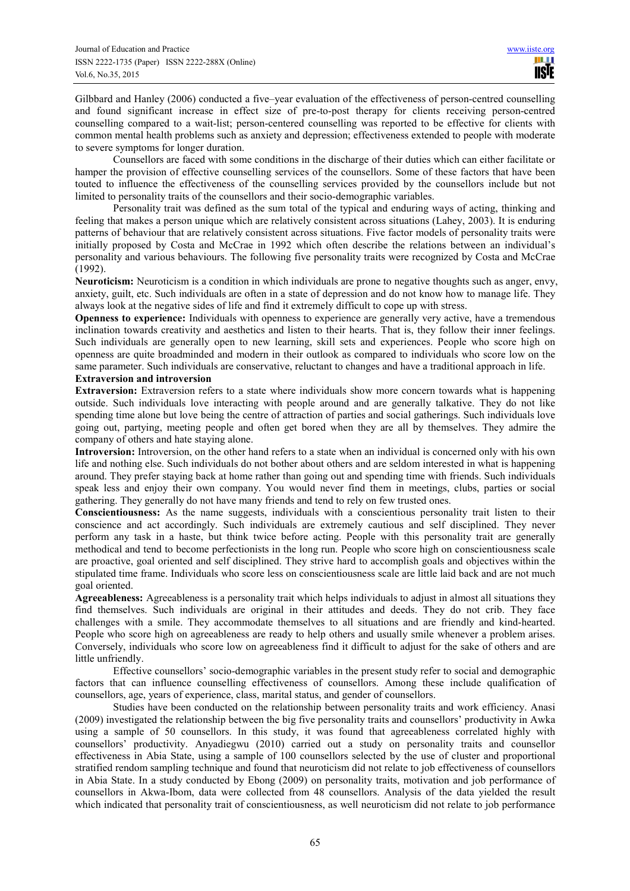Gilbbard and Hanley (2006) conducted a five–year evaluation of the effectiveness of person-centred counselling and found significant increase in effect size of pre-to-post therapy for clients receiving person-centred counselling compared to a wait-list; person-centered counselling was reported to be effective for clients with common mental health problems such as anxiety and depression; effectiveness extended to people with moderate to severe symptoms for longer duration.

Counsellors are faced with some conditions in the discharge of their duties which can either facilitate or hamper the provision of effective counselling services of the counsellors. Some of these factors that have been touted to influence the effectiveness of the counselling services provided by the counsellors include but not limited to personality traits of the counsellors and their socio-demographic variables.

Personality trait was defined as the sum total of the typical and enduring ways of acting, thinking and feeling that makes a person unique which are relatively consistent across situations (Lahey, 2003). It is enduring patterns of behaviour that are relatively consistent across situations. Five factor models of personality traits were initially proposed by Costa and McCrae in 1992 which often describe the relations between an individual's personality and various behaviours. The following five personality traits were recognized by Costa and McCrae (1992).

**Neuroticism:** Neuroticism is a condition in which individuals are prone to negative thoughts such as anger, envy, anxiety, guilt, etc. Such individuals are often in a state of depression and do not know how to manage life. They always look at the negative sides of life and find it extremely difficult to cope up with stress.

**Openness to experience:** Individuals with openness to experience are generally very active, have a tremendous inclination towards creativity and aesthetics and listen to their hearts. That is, they follow their inner feelings. Such individuals are generally open to new learning, skill sets and experiences. People who score high on openness are quite broadminded and modern in their outlook as compared to individuals who score low on the same parameter. Such individuals are conservative, reluctant to changes and have a traditional approach in life.

**Extraversion and introversion**

**Extraversion:** Extraversion refers to a state where individuals show more concern towards what is happening outside. Such individuals love interacting with people around and are generally talkative. They do not like spending time alone but love being the centre of attraction of parties and social gatherings. Such individuals love going out, partying, meeting people and often get bored when they are all by themselves. They admire the company of others and hate staying alone.

**Introversion:** Introversion, on the other hand refers to a state when an individual is concerned only with his own life and nothing else. Such individuals do not bother about others and are seldom interested in what is happening around. They prefer staying back at home rather than going out and spending time with friends. Such individuals speak less and enjoy their own company. You would never find them in meetings, clubs, parties or social gathering. They generally do not have many friends and tend to rely on few trusted ones.

**Conscientiousness:** As the name suggests, individuals with a conscientious personality trait listen to their conscience and act accordingly. Such individuals are extremely cautious and self disciplined. They never perform any task in a haste, but think twice before acting. People with this personality trait are generally methodical and tend to become perfectionists in the long run. People who score high on conscientiousness scale are proactive, goal oriented and self disciplined. They strive hard to accomplish goals and objectives within the stipulated time frame. Individuals who score less on conscientiousness scale are little laid back and are not much goal oriented.

**Agreeableness:** Agreeableness is a personality trait which helps individuals to adjust in almost all situations they find themselves. Such individuals are original in their attitudes and deeds. They do not crib. They face challenges with a smile. They accommodate themselves to all situations and are friendly and kind-hearted. People who score high on agreeableness are ready to help others and usually smile whenever a problem arises. Conversely, individuals who score low on agreeableness find it difficult to adjust for the sake of others and are little unfriendly.

Effective counsellors' socio-demographic variables in the present study refer to social and demographic factors that can influence counselling effectiveness of counsellors. Among these include qualification of counsellors, age, years of experience, class, marital status, and gender of counsellors.

Studies have been conducted on the relationship between personality traits and work efficiency. Anasi (2009) investigated the relationship between the big five personality traits and counsellors' productivity in Awka using a sample of 50 counsellors. In this study, it was found that agreeableness correlated highly with counsellors' productivity. Anyadiegwu (2010) carried out a study on personality traits and counsellor effectiveness in Abia State, using a sample of 100 counsellors selected by the use of cluster and proportional stratified rendom sampling technique and found that neuroticism did not relate to job effectiveness of counsellors in Abia State. In a study conducted by Ebong (2009) on personality traits, motivation and job performance of counsellors in Akwa-Ibom, data were collected from 48 counsellors. Analysis of the data yielded the result which indicated that personality trait of conscientiousness, as well neuroticism did not relate to job performance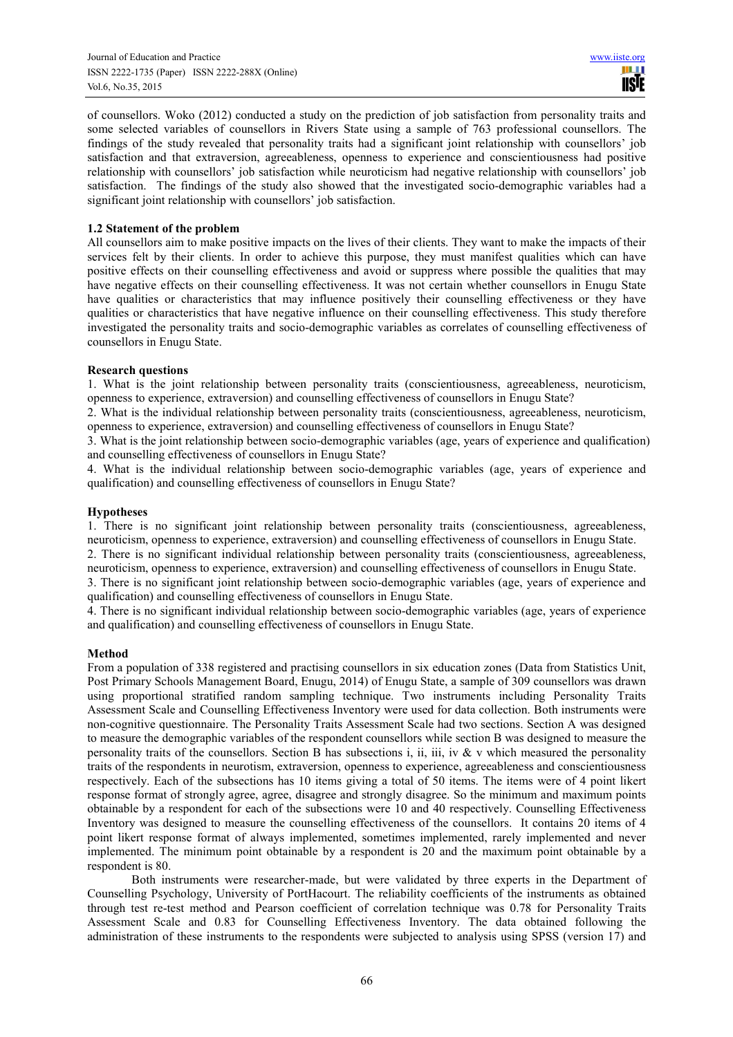of counsellors. Woko (2012) conducted a study on the prediction of job satisfaction from personality traits and some selected variables of counsellors in Rivers State using a sample of 763 professional counsellors. The findings of the study revealed that personality traits had a significant joint relationship with counsellors' job satisfaction and that extraversion, agreeableness, openness to experience and conscientiousness had positive relationship with counsellors' job satisfaction while neuroticism had negative relationship with counsellors' job satisfaction. The findings of the study also showed that the investigated socio-demographic variables had a significant joint relationship with counsellors' job satisfaction.

### 1.2 Statement of the problem

All counsellors aim to make positive impacts on the lives of their clients. They want to make the impacts of their services felt by their clients. In order to achieve this purpose, they must manifest qualities which can have positive effects on their counselling effectiveness and avoid or suppress where possible the qualities that may have negative effects on their counselling effectiveness. It was not certain whether counsellors in Enugu State have qualities or characteristics that may influence positively their counselling effectiveness or they have qualities or characteristics that have negative influence on their counselling effectiveness. This study therefore investigated the personality traits and socio-demographic variables as correlates of counselling effectiveness of counsellors in Enugu State.

### Research questions

1. What is the joint relationship between personality traits (conscientiousness, agreeableness, neuroticism, openness to experience, extraversion) and counselling effectiveness of counsellors in Enugu State?
2. What is the individual relationship between personality traits (conscientiousness, agreeableness, neuroticism, openness to experience, extraversion) and counselling effectiveness of counsellors in Enugu State?
3. What is the joint relationship between socio-demographic variables (age, years of experience and qualification) and counselling effectiveness of counsellors in Enugu State?
4. What is the individual relationship between socio-demographic variables (age, years of experience and qualification) and counselling effectiveness of counsellors in Enugu State?

### Hypotheses

1. There is no significant joint relationship between personality traits (conscientiousness, agreeableness, neuroticism, openness to experience, extraversion) and counselling effectiveness of counsellors in Enugu State.
2. There is no significant individual relationship between personality traits (conscientiousness, agreeableness, neuroticism, openness to experience, extraversion) and counselling effectiveness of counsellors in Enugu State.
3. There is no significant joint relationship between socio-demographic variables (age, years of experience and qualification) and counselling effectiveness of counsellors in Enugu State.
4. There is no significant individual relationship between socio-demographic variables (age, years of experience and qualification) and counselling effectiveness of counsellors in Enugu State.

### Method

From a population of 338 registered and practising counsellors in six education zones (Data from Statistics Unit, Post Primary Schools Management Board, Enugu, 2014) of Enugu State, a sample of 309 counsellors was drawn using proportional stratified random sampling technique. Two instruments including Personality Traits Assessment Scale and Counselling Effectiveness Inventory were used for data collection. Both instruments were non-cognitive questionnaire. The Personality Traits Assessment Scale had two sections. Section A was designed to measure the demographic variables of the respondent counsellors while section B was designed to measure the personality traits of the counsellors. Section B has subsections i, ii, iii, iv & v which measured the personality traits of the respondents in neurotism, extraversion, openness to experience, agreeableness and conscientiousness respectively. Each of the subsections has 10 items giving a total of 50 items. The items were of 4 point likert response format of strongly agree, agree, disagree and strongly disagree. So the minimum and maximum points obtainable by a respondent for each of the subsections were 10 and 40 respectively. Counselling Effectiveness Inventory was designed to measure the counselling effectiveness of the counsellors. It contains 20 items of 4 point likert response format of always implemented, sometimes implemented, rarely implemented and never implemented. The minimum point obtainable by a respondent is 20 and the maximum point obtainable by a respondent is 80.

Both instruments were researcher-made, but were validated by three experts in the Department of Counselling Psychology, University of PortHacourt. The reliability coefficients of the instruments as obtained through test re-test method and Pearson coefficient of correlation technique was 0.78 for Personality Traits Assessment Scale and 0.83 for Counselling Effectiveness Inventory. The data obtained following the administration of these instruments to the respondents were subjected to analysis using SPSS (version 17) and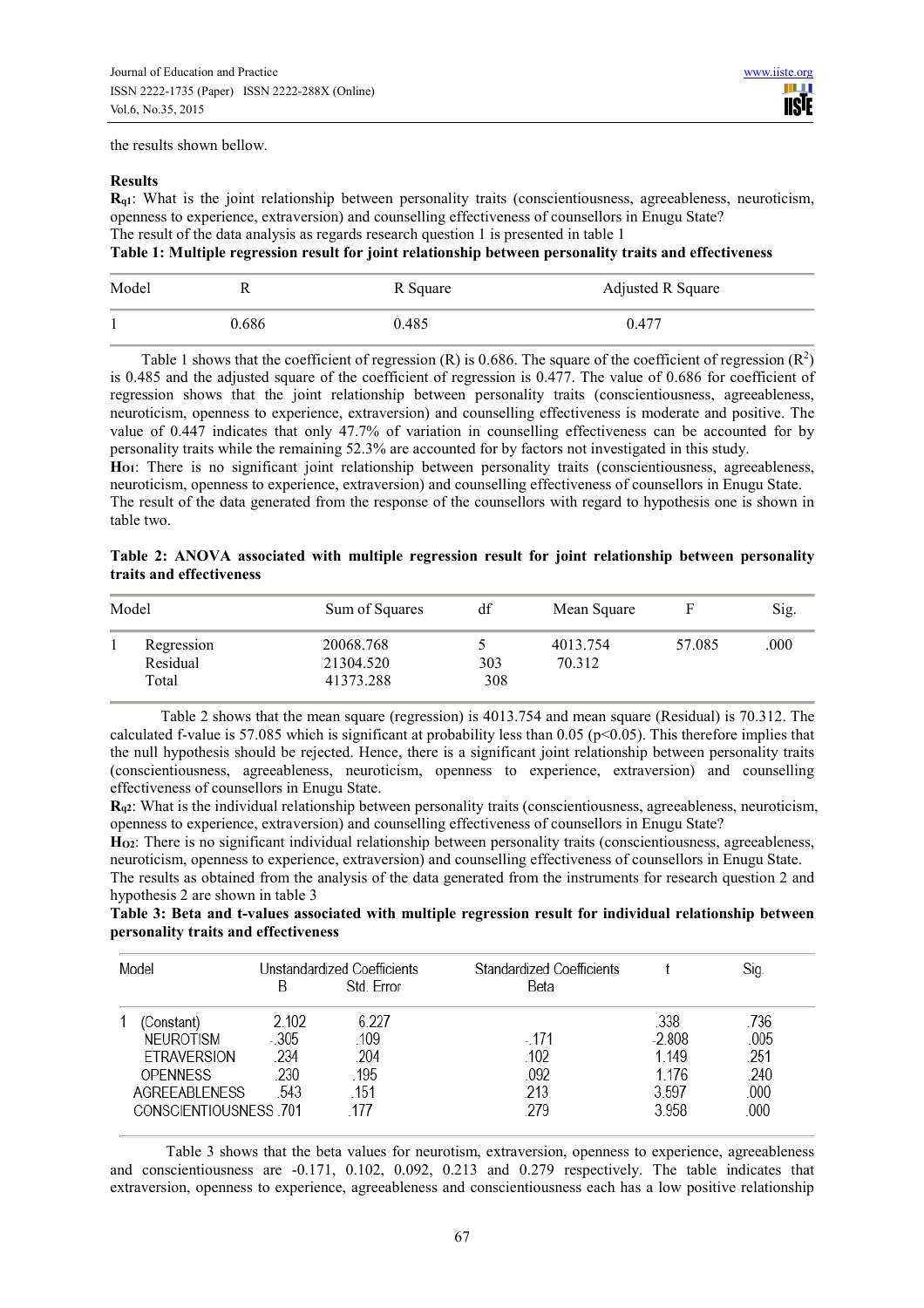the results shown bellow.

**Results**

**$R_{q1}$**: What is the joint relationship between personality traits (conscientiousness, agreeableness, neuroticism, openness to experience, extraversion) and counselling effectiveness of counsellors in Enugu State?

The result of the data analysis as regards research question 1 is presented in table 1

**Table 1: Multiple regression result for joint relationship between personality traits and effectiveness**

| Model | R | R Square | Adjusted R Square |
|---|---|---|---|
| 1 | 0.686 | 0.485 | 0.477 |

Table 1 shows that the coefficient of regression (R) is 0.686. The square of the coefficient of regression ($R^2$) is 0.485 and the adjusted square of the coefficient of regression is 0.477. The value of 0.686 for coefficient of regression shows that the joint relationship between personality traits (conscientiousness, agreeableness, neuroticism, openness to experience, extraversion) and counselling effectiveness is moderate and positive. The value of 0.447 indicates that only 47.7% of variation in counselling effectiveness can be accounted for by personality traits while the remaining 52.3% are accounted for by factors not investigated in this study.

**$H_{O1}$**: There is no significant joint relationship between personality traits (conscientiousness, agreeableness, neuroticism, openness to experience, extraversion) and counselling effectiveness of counsellors in Enugu State.

The result of the data generated from the response of the counsellors with regard to hypothesis one is shown in table two.

**Table 2: ANOVA associated with multiple regression result for joint relationship between personality traits and effectiveness**

| Model | | Sum of Squares | df | Mean Square | F | Sig. |
|---|---|---|---|---|---|---|
| 1 | Regression | 20068.768 | 5 | 4013.754 | 57.085 | .000 |
| | Residual | 21304.520 | 303 | 70.312 | | |
| | Total | 41373.288 | 308 | | | |

Table 2 shows that the mean square (regression) is 4013.754 and mean square (Residual) is 70.312. The calculated f-value is 57.085 which is significant at probability less than 0.05 ($p<0.05$). This therefore implies that the null hypothesis should be rejected. Hence, there is a significant joint relationship between personality traits (conscientiousness, agreeableness, neuroticism, openness to experience, extraversion) and counselling effectiveness of counsellors in Enugu State.

**$R_{q2}$**: What is the individual relationship between personality traits (conscientiousness, agreeableness, neuroticism, openness to experience, extraversion) and counselling effectiveness of counsellors in Enugu State?

**$H_{O2}$**: There is no significant individual relationship between personality traits (conscientiousness, agreeableness, neuroticism, openness to experience, extraversion) and counselling effectiveness of counsellors in Enugu State.

The results as obtained from the analysis of the data generated from the instruments for research question 2 and hypothesis 2 are shown in table 3

**Table 3: Beta and t-values associated with multiple regression result for individual relationship between personality traits and effectiveness**

| Model | | Unstandardized Coefficients | | Standardized Coefficients | t | Sig. |
|---|---|---|---|---|---|---|
| | | B | Std. Error | Beta | | |
| 1 | (Constant) | 2.102 | 6.227 | | .338 | .736 |
| | NEUROTISM | -.305 | .109 | -.171 | -2.808 | .005 |
| | ETRAVERSION | .234 | .204 | .102 | 1.149 | .251 |
| | OPENNESS | .230 | .195 | .092 | 1.176 | .240 |
| | AGREEABLENESS | .543 | .151 | .213 | 3.597 | .000 |
| | CONSCIENTIOUSNESS | .701 | .177 | .279 | 3.958 | .000 |

Table 3 shows that the beta values for neurotism, extraversion, openness to experience, agreeableness and conscientiousness are -0.171, 0.102, 0.092, 0.213 and 0.279 respectively. The table indicates that extraversion, openness to experience, agreeableness and conscientiousness each has a low positive relationship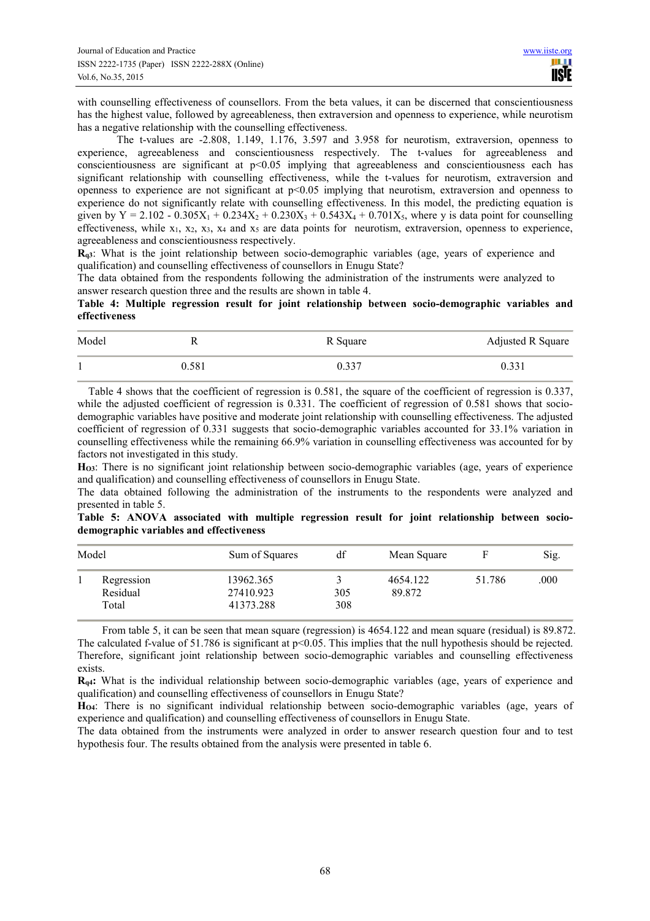with counselling effectiveness of counsellors. From the beta values, it can be discerned that conscientiousness has the highest value, followed by agreeableness, then extraversion and openness to experience, while neurotism has a negative relationship with the counselling effectiveness.

The t-values are -2.808, 1.149, 1.176, 3.597 and 3.958 for neurotism, extraversion, openness to experience, agreeableness and conscientiousness respectively. The t-values for agreeableness and conscientiousness are significant at $p<0.05$ implying that agreeableness and conscientiousness each has significant relationship with counselling effectiveness, while the t-values for neurotism, extraversion and openness to experience are not significant at $p<0.05$ implying that neurotism, extraversion and openness to experience do not significantly relate with counselling effectiveness. In this model, the predicting equation is given by $Y = 2.102 - 0.305X_1 + 0.234X_2 + 0.230X_3 + 0.543X_4 + 0.701X_5$, where y is data point for counselling effectiveness, while $x_1$, $x_2$, $x_3$, $x_4$ and $x_5$ are data points for neurotism, extraversion, openness to experience, agreeableness and conscientiousness respectively.

**$R_{q3}$**: What is the joint relationship between socio-demographic variables (age, years of experience and qualification) and counselling effectiveness of counsellors in Enugu State?

The data obtained from the respondents following the administration of the instruments were analyzed to answer research question three and the results are shown in table 4.

**Table 4: Multiple regression result for joint relationship between socio-demographic variables and effectiveness**

| Model | R | R Square | Adjusted R Square |
|---|---|---|---|
| 1 | 0.581 | 0.337 | 0.331 |

Table 4 shows that the coefficient of regression is 0.581, the square of the coefficient of regression is 0.337, while the adjusted coefficient of regression is 0.331. The coefficient of regression of 0.581 shows that socio-demographic variables have positive and moderate joint relationship with counselling effectiveness. The adjusted coefficient of regression of 0.331 suggests that socio-demographic variables accounted for 33.1% variation in counselling effectiveness while the remaining 66.9% variation in counselling effectiveness was accounted for by factors not investigated in this study.

**$H_{O3}$**: There is no significant joint relationship between socio-demographic variables (age, years of experience and qualification) and counselling effectiveness of counsellors in Enugu State.

The data obtained following the administration of the instruments to the respondents were analyzed and presented in table 5.

**Table 5: ANOVA associated with multiple regression result for joint relationship between socio-demographic variables and effectiveness**

| Model | | Sum of Squares | df | Mean Square | F | Sig. |
|---|---|---|---|---|---|---|
| 1 | Regression | 13962.365 | 3 | 4654.122 | 51.786 | .000 |
| | Residual | 27410.923 | 305 | 89.872 | | |
| | Total | 41373.288 | 308 | | | |

From table 5, it can be seen that mean square (regression) is 4654.122 and mean square (residual) is 89.872. The calculated f-value of 51.786 is significant at $p<0.05$. This implies that the null hypothesis should be rejected. Therefore, significant joint relationship between socio-demographic variables and counselling effectiveness exists.

**$R_{q4}$:** What is the individual relationship between socio-demographic variables (age, years of experience and qualification) and counselling effectiveness of counsellors in Enugu State?

**$H_{O4}$**: There is no significant individual relationship between socio-demographic variables (age, years of experience and qualification) and counselling effectiveness of counsellors in Enugu State.

The data obtained from the instruments were analyzed in order to answer research question four and to test hypothesis four. The results obtained from the analysis were presented in table 6.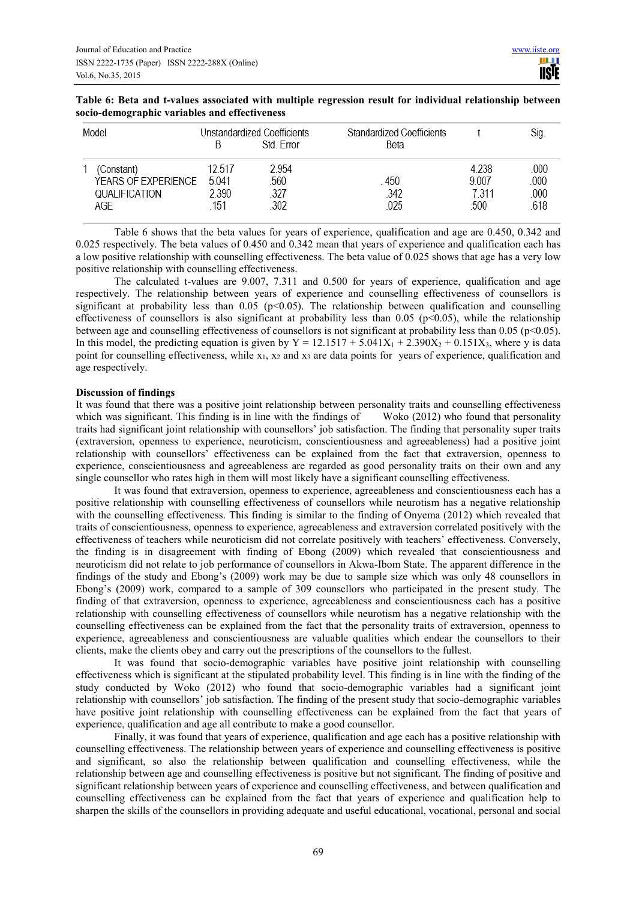**Table 6: Beta and t-values associated with multiple regression result for individual relationship between socio-demographic variables and effectiveness**

| Model | Unstandardized Coefficients | | Standardized Coefficients | t | Sig. |
|---|---|---|---|---|---|
| | B | Std. Error | Beta | | |
| 1 (Constant) | 12.517 | 2.954 | | 4.238 | .000 |
| YEARS OF EXPERIENCE | 5.041 | .560 | .450 | 9.007 | .000 |
| QUALIFICATION | 2.390 | .327 | .342 | 7.311 | .000 |
| AGE | .151 | .302 | .025 | .500 | .618 |

Table 6 shows that the beta values for years of experience, qualification and age are 0.450, 0.342 and 0.025 respectively. The beta values of 0.450 and 0.342 mean that years of experience and qualification each has a low positive relationship with counselling effectiveness. The beta value of 0.025 shows that age has a very low positive relationship with counselling effectiveness.

The calculated t-values are 9.007, 7.311 and 0.500 for years of experience, qualification and age respectively. The relationship between years of experience and counselling effectiveness of counsellors is significant at probability less than 0.05 ($p<0.05$). The relationship between qualification and counselling effectiveness of counsellors is also significant at probability less than 0.05 ($p<0.05$), while the relationship between age and counselling effectiveness of counsellors is not significant at probability less than 0.05 ($p<0.05$). In this model, the predicting equation is given by $Y = 12.1517 + 5.041X_1 + 2.390X_2 + 0.151X_3$, where y is data point for counselling effectiveness, while $x_1$, $x_2$ and $x_3$ are data points for years of experience, qualification and age respectively.

**Discussion of findings**

It was found that there was a positive joint relationship between personality traits and counselling effectiveness which was significant. This finding is in line with the findings of Woko (2012) who found that personality traits had significant joint relationship with counsellors' job satisfaction. The finding that personality super traits (extraversion, openness to experience, neuroticism, conscientiousness and agreeableness) had a positive joint relationship with counsellors' effectiveness can be explained from the fact that extraversion, openness to experience, conscientiousness and agreeableness are regarded as good personality traits on their own and any single counsellor who rates high in them will most likely have a significant counselling effectiveness.

It was found that extraversion, openness to experience, agreeableness and conscientiousness each has a positive relationship with counselling effectiveness of counsellors while neurotism has a negative relationship with the counselling effectiveness. This finding is similar to the finding of Onyema (2012) which revealed that traits of conscientiousness, openness to experience, agreeableness and extraversion correlated positively with the effectiveness of teachers while neuroticism did not correlate positively with teachers' effectiveness. Conversely, the finding is in disagreement with finding of Ebong (2009) which revealed that conscientiousness and neuroticism did not relate to job performance of counsellors in Akwa-Ibom State. The apparent difference in the findings of the study and Ebong's (2009) work may be due to sample size which was only 48 counsellors in Ebong's (2009) work, compared to a sample of 309 counsellors who participated in the present study. The finding of that extraversion, openness to experience, agreeableness and conscientiousness each has a positive relationship with counselling effectiveness of counsellors while neurotism has a negative relationship with the counselling effectiveness can be explained from the fact that the personality traits of extraversion, openness to experience, agreeableness and conscientiousness are valuable qualities which endear the counsellors to their clients, make the clients obey and carry out the prescriptions of the counsellors to the fullest.

It was found that socio-demographic variables have positive joint relationship with counselling effectiveness which is significant at the stipulated probability level. This finding is in line with the finding of the study conducted by Woko (2012) who found that socio-demographic variables had a significant joint relationship with counsellors' job satisfaction. The finding of the present study that socio-demographic variables have positive joint relationship with counselling effectiveness can be explained from the fact that years of experience, qualification and age all contribute to make a good counsellor.

Finally, it was found that years of experience, qualification and age each has a positive relationship with counselling effectiveness. The relationship between years of experience and counselling effectiveness is positive and significant, so also the relationship between qualification and counselling effectiveness, while the relationship between age and counselling effectiveness is positive but not significant. The finding of positive and significant relationship between years of experience and counselling effectiveness, and between qualification and counselling effectiveness can be explained from the fact that years of experience and qualification help to sharpen the skills of the counsellors in providing adequate and useful educational, vocational, personal and social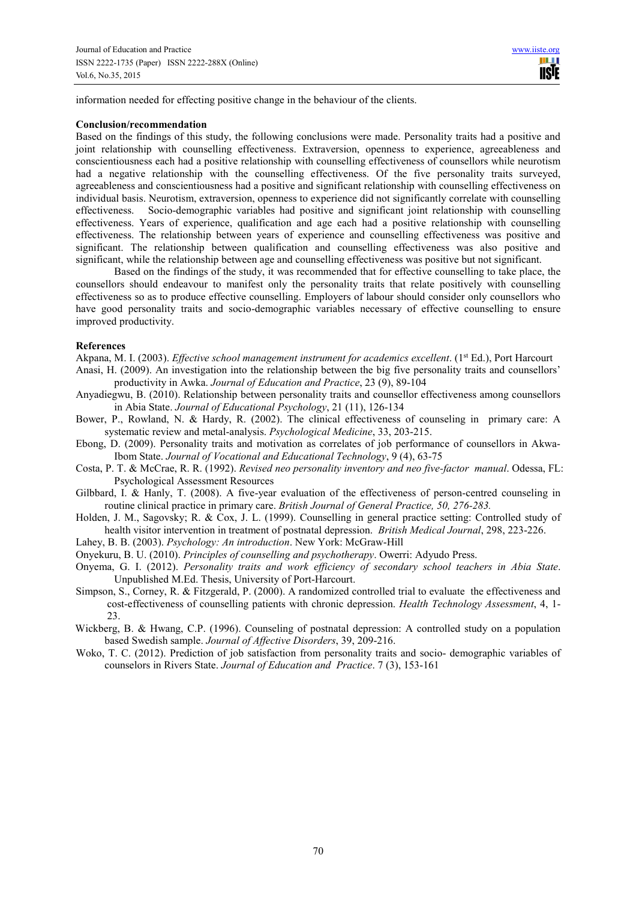information needed for effecting positive change in the behaviour of the clients.

**Conclusion/recommendation**

Based on the findings of this study, the following conclusions were made. Personality traits had a positive and joint relationship with counselling effectiveness. Extraversion, openness to experience, agreeableness and conscientiousness each had a positive relationship with counselling effectiveness of counsellors while neurotism had a negative relationship with the counselling effectiveness. Of the five personality traits surveyed, agreeableness and conscientiousness had a positive and significant relationship with counselling effectiveness on individual basis. Neurotism, extraversion, openness to experience did not significantly correlate with counselling effectiveness. Socio-demographic variables had positive and significant joint relationship with counselling effectiveness. Years of experience, qualification and age each had a positive relationship with counselling effectiveness. The relationship between years of experience and counselling effectiveness was positive and significant. The relationship between qualification and counselling effectiveness was also positive and significant, while the relationship between age and counselling effectiveness was positive but not significant.

Based on the findings of the study, it was recommended that for effective counselling to take place, the counsellors should endeavour to manifest only the personality traits that relate positively with counselling effectiveness so as to produce effective counselling. Employers of labour should consider only counsellors who have good personality traits and socio-demographic variables necessary of effective counselling to ensure improved productivity.

**References**

Akpana, M. I. (2003). *Effective school management instrument for academics excellent*. (1st Ed.), Port Harcourt

Anasi, H. (2009). An investigation into the relationship between the big five personality traits and counsellors' productivity in Awka. *Journal of Education and Practice*, 23 (9), 89-104

Anyadiegwu, B. (2010). Relationship between personality traits and counsellor effectiveness among counsellors in Abia State. *Journal of Educational Psychology*, 21 (11), 126-134

Bower, P., Rowland, N. & Hardy, R. (2002). The clinical effectiveness of counseling in primary care: A systematic review and metal-analysis. *Psychological Medicine*, 33, 203-215.

Ebong, D. (2009). Personality traits and motivation as correlates of job performance of counsellors in Akwa-Ibom State. *Journal of Vocational and Educational Technology*, 9 (4), 63-75

Costa, P. T. & McCrae, R. R. (1992). *Revised neo personality inventory and neo five-factor manual*. Odessa, FL: Psychological Assessment Resources

Gilbbard, I. & Hanly, T. (2008). A five-year evaluation of the effectiveness of person-centred counseling in routine clinical practice in primary care. *British Journal of General Practice, 50, 276-283.*

Holden, J. M., Sagovsky; R. & Cox, J. L. (1999). Counselling in general practice setting: Controlled study of health visitor intervention in treatment of postnatal depression. *British Medical Journal*, 298, 223-226.

Lahey, B. B. (2003). *Psychology: An introduction*. New York: McGraw-Hill

Onyekuru, B. U. (2010). *Principles of counselling and psychotherapy*. Owerri: Adyudo Press.

Onyema, G. I. (2012). *Personality traits and work efficiency of secondary school teachers in Abia State*. Unpublished M.Ed. Thesis, University of Port-Harcourt.

Simpson, S., Corney, R. & Fitzgerald, P. (2000). A randomized controlled trial to evaluate the effectiveness and cost-effectiveness of counselling patients with chronic depression. *Health Technology Assessment*, 4, 1-23.

Wickberg, B. & Hwang, C.P. (1996). Counseling of postnatal depression: A controlled study on a population based Swedish sample. *Journal of Affective Disorders*, 39, 209-216.

Woko, T. C. (2012). Prediction of job satisfaction from personality traits and socio- demographic variables of counselors in Rivers State. *Journal of Education and Practice*. 7 (3), 153-161